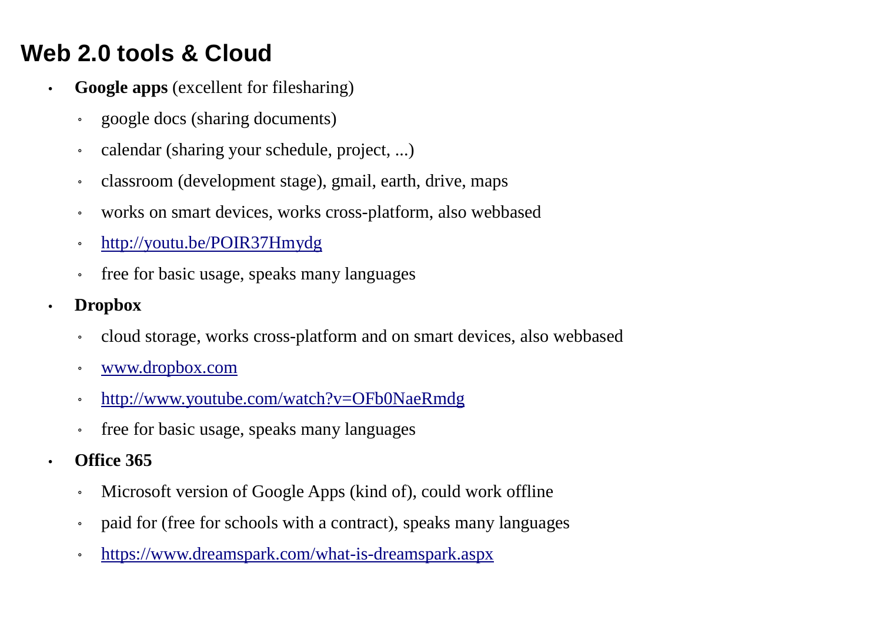# Web 2.0 tools & Cloud

- **Google apps** (excellent for filesharing)
  - google docs (sharing documents)
  - calendar (sharing your schedule, project, ...)
  - classroom (development stage), gmail, earth, drive, maps
  - works on smart devices, works cross-platform, also webbased
  - [http://youtu.be/POIR37Hmydg](http://youtu.be/POIR37Hmydg)
  - free for basic usage, speaks many languages
- **Dropbox**
  - cloud storage, works cross-platform and on smart devices, also webbased
  - [www.dropbox.com](www.dropbox.com)
  - [http://www.youtube.com/watch?v=OFb0NaeRmdg](http://www.youtube.com/watch?v=OFb0NaeRmdg)
  - free for basic usage, speaks many languages
- **Office 365**
  - Microsoft version of Google Apps (kind of), could work offline
  - paid for (free for schools with a contract), speaks many languages
  - [https://www.dreamspark.com/what-is-dreamspark.aspx](https://www.dreamspark.com/what-is-dreamspark.aspx)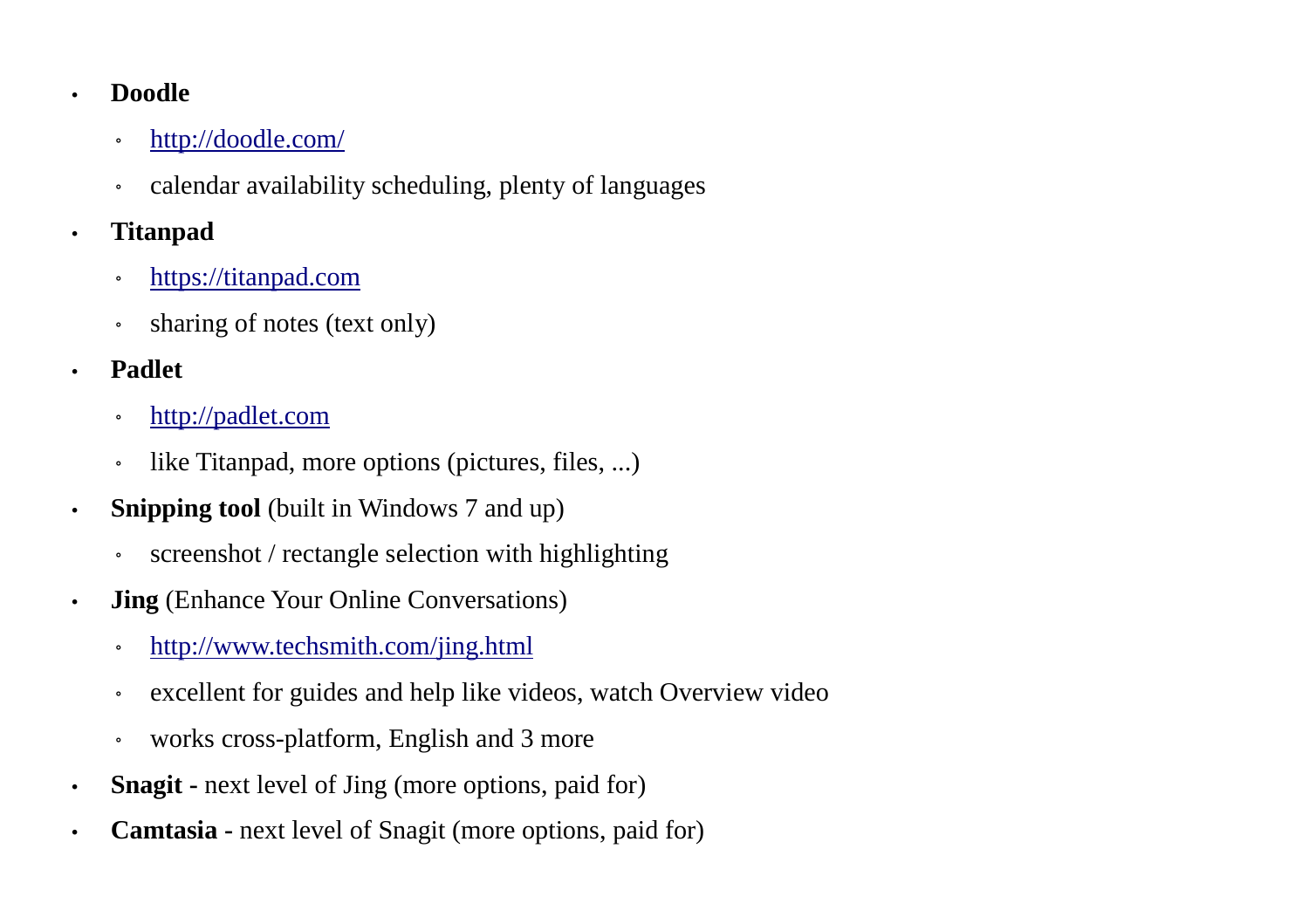- **Doodle**
  - http://doodle.com/
  - calendar availability scheduling, plenty of languages
- **Titanpad**
  - https://titanpad.com
  - sharing of notes (text only)
- **Padlet**
  - http://padlet.com
  - like Titanpad, more options (pictures, files, ...)
- **Snipping tool** (built in Windows 7 and up)
  - screenshot / rectangle selection with highlighting
- **Jing** (Enhance Your Online Conversations)
  - http://www.techsmith.com/jing.html
  - excellent for guides and help like videos, watch Overview video
  - works cross-platform, English and 3 more
- **Snagit -** next level of Jing (more options, paid for)
- **Camtasia -** next level of Snagit (more options, paid for)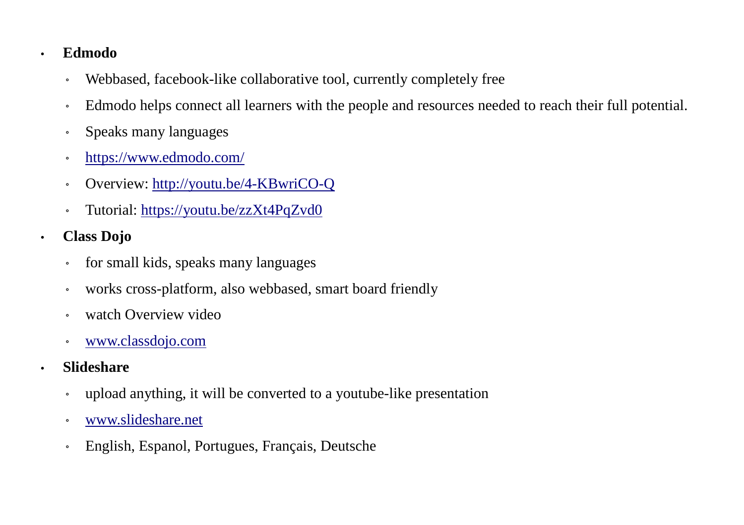- **Edmodo**
  - Webbased, facebook-like collaborative tool, currently completely free
  - Edmodo helps connect all learners with the people and resources needed to reach their full potential.
  - Speaks many languages
  - https://www.edmodo.com/
  - Overview: http://youtu.be/4-KBwriCO-Q
  - Tutorial: https://youtu.be/zzXt4PqZvd0
- **Class Dojo**
  - for small kids, speaks many languages
  - works cross-platform, also webbased, smart board friendly
  - watch Overview video
  - www.classdojo.com
- **Slideshare**
  - upload anything, it will be converted to a youtube-like presentation
  - www.slideshare.net
  - English, Espanol, Portugues, Français, Deutsche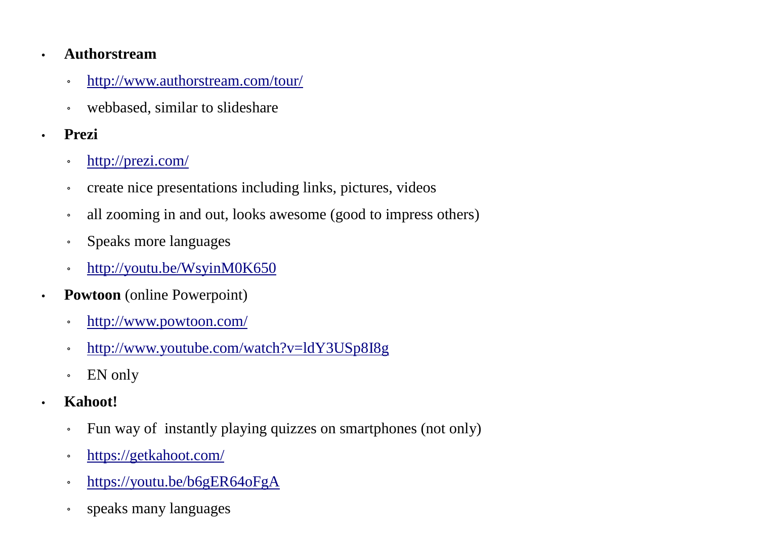- **Authorstream**
  - http://www.authorstream.com/tour/
  - webbased, similar to slideshare
- **Prezi**
  - http://prezi.com/
  - create nice presentations including links, pictures, videos
  - all zooming in and out, looks awesome (good to impress others)
  - Speaks more languages
  - http://youtu.be/WsyinM0K650
- **Powtoon** (online Powerpoint)
  - http://www.powtoon.com/
  - http://www.youtube.com/watch?v=ldY3USp8I8g
  - EN only
- **Kahoot!**
  - Fun way of  instantly playing quizzes on smartphones (not only)
  - https://getkahoot.com/
  - https://youtu.be/b6gER64oFgA
  - speaks many languages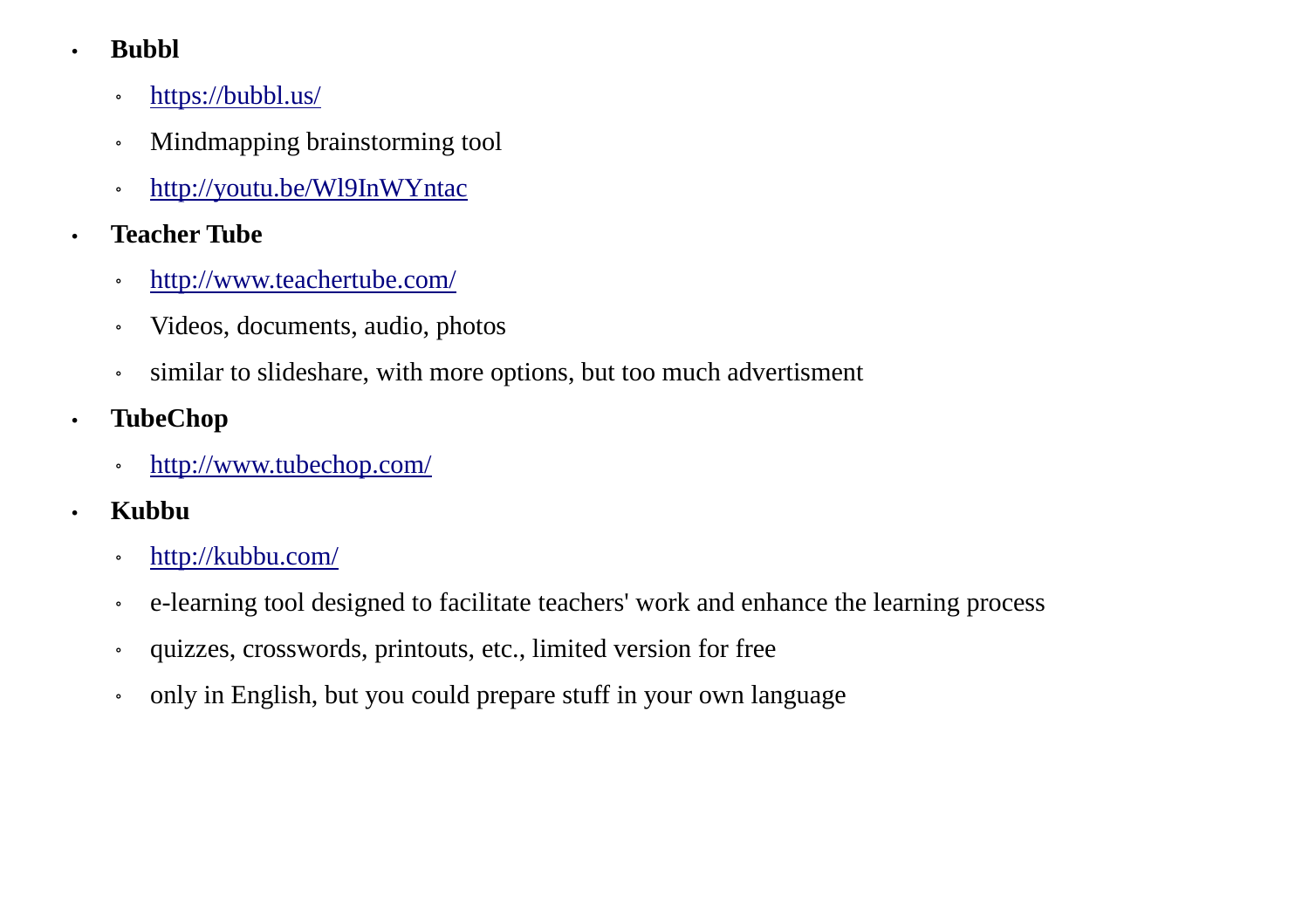- **Bubbl**
  - https://bubbl.us/
  - Mindmapping brainstorming tool
  - http://youtu.be/Wl9InWYntac
- **Teacher Tube**
  - http://www.teachertube.com/
  - Videos, documents, audio, photos
  - similar to slideshare, with more options, but too much advertisment
- **TubeChop**
  - http://www.tubechop.com/
- **Kubbu**
  - http://kubbu.com/
  - e-learning tool designed to facilitate teachers' work and enhance the learning process
  - quizzes, crosswords, printouts, etc., limited version for free
  - only in English, but you could prepare stuff in your own language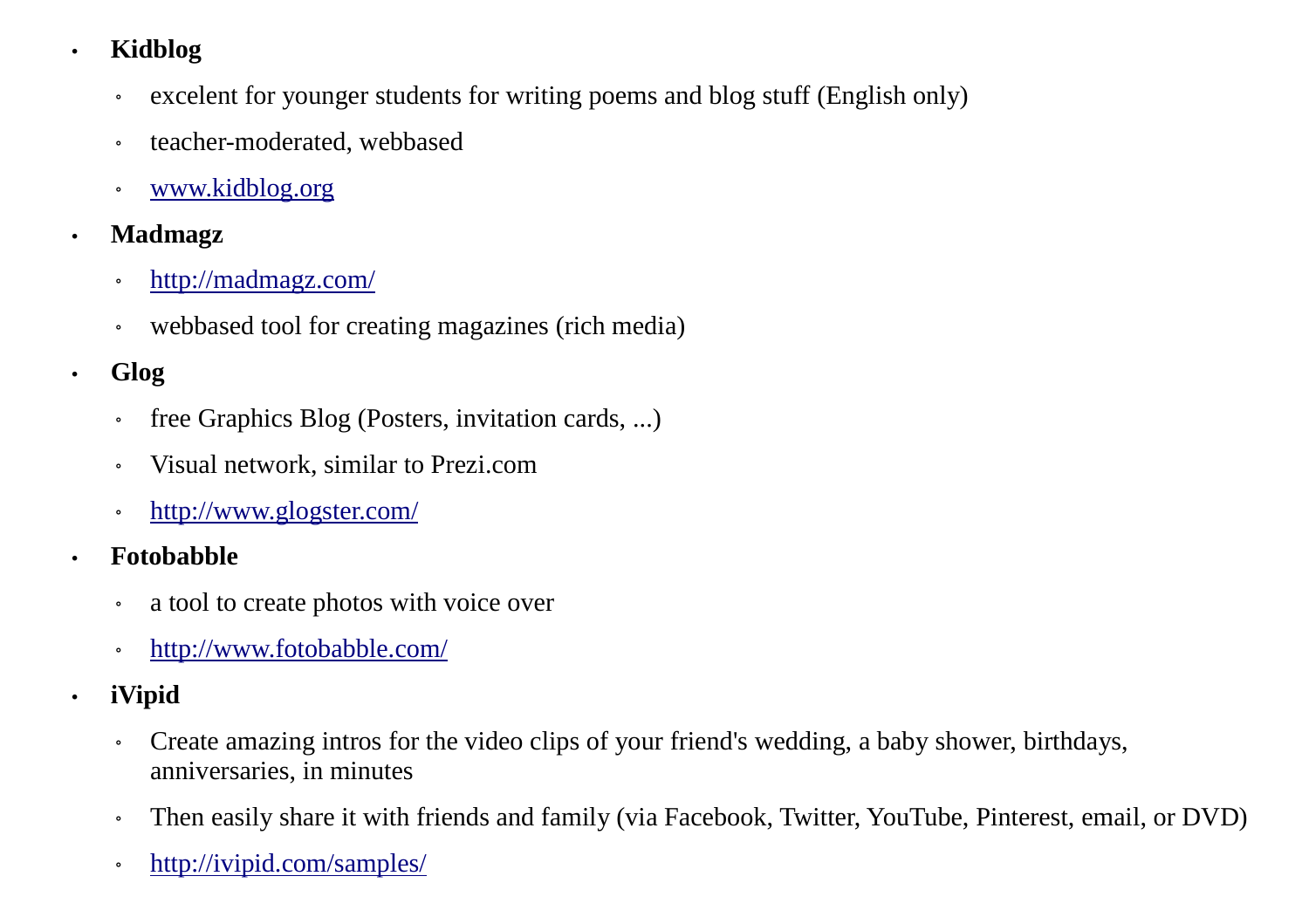- **Kidblog**
  - excelent for younger students for writing poems and blog stuff (English only)
  - teacher-moderated, webbased
  - [www.kidblog.org](http://www.kidblog.org)
- **Madmagz**
  - [http://madmagz.com/](http://madmagz.com/)
  - webbased tool for creating magazines (rich media)
- **Glog**
  - free Graphics Blog (Posters, invitation cards, ...)
  - Visual network, similar to Prezi.com
  - [http://www.glogster.com/](http://www.glogster.com/)
- **Fotobabble**
  - a tool to create photos with voice over
  - [http://www.fotobabble.com/](http://www.fotobabble.com/)
- **iVipid**
  - Create amazing intros for the video clips of your friend's wedding, a baby shower, birthdays, anniversaries, in minutes
  - Then easily share it with friends and family (via Facebook, Twitter, YouTube, Pinterest, email, or DVD)
  - [http://ivipid.com/samples/](http://ivipid.com/samples/)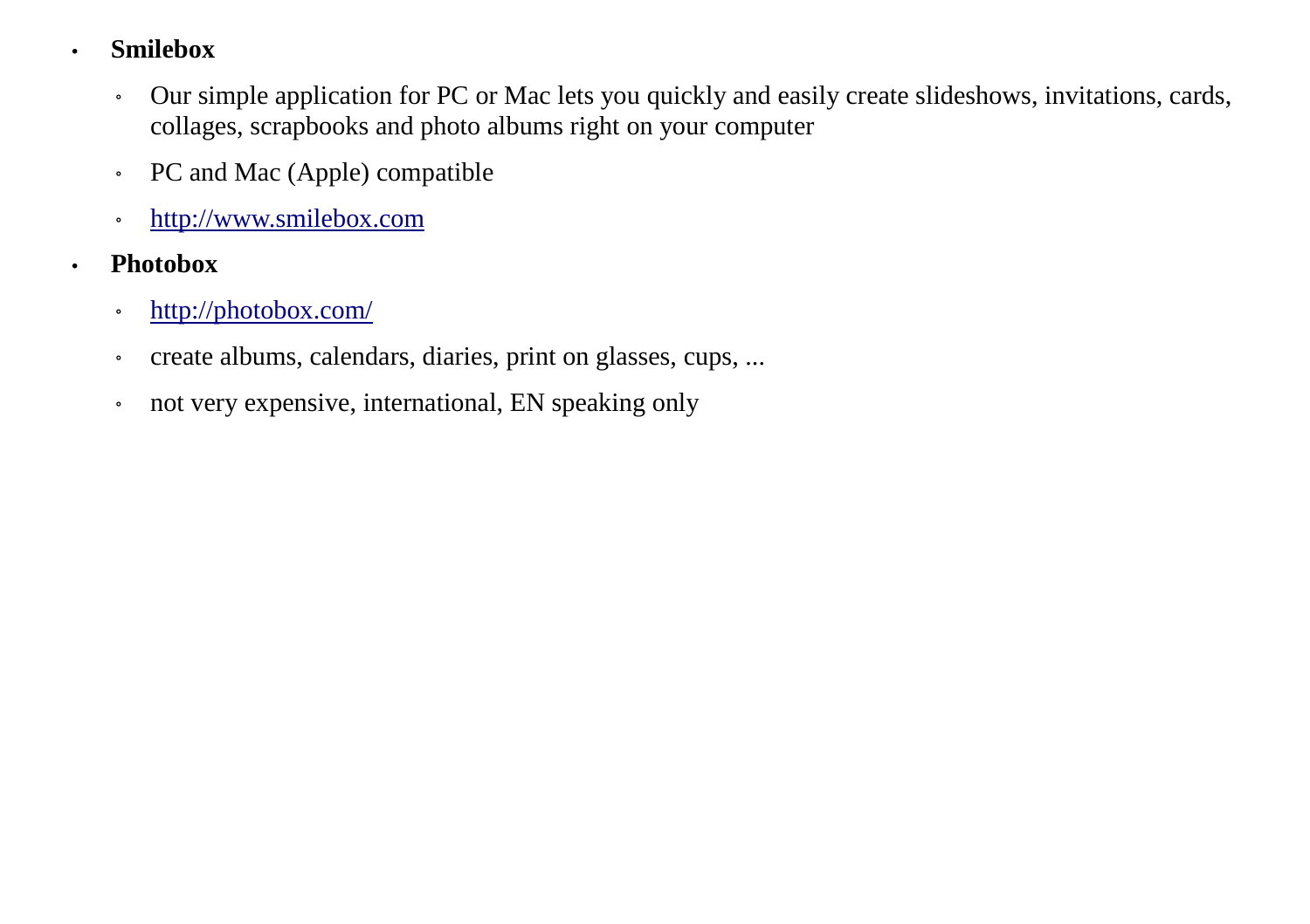- **Smilebox**
    - Our simple application for PC or Mac lets you quickly and easily create slideshows, invitations, cards, collages, scrapbooks and photo albums right on your computer
    - PC and Mac (Apple) compatible
    - http://www.smilebox.com
- **Photobox**
    - http://photobox.com/
    - create albums, calendars, diaries, print on glasses, cups, ...
    - not very expensive, international, EN speaking only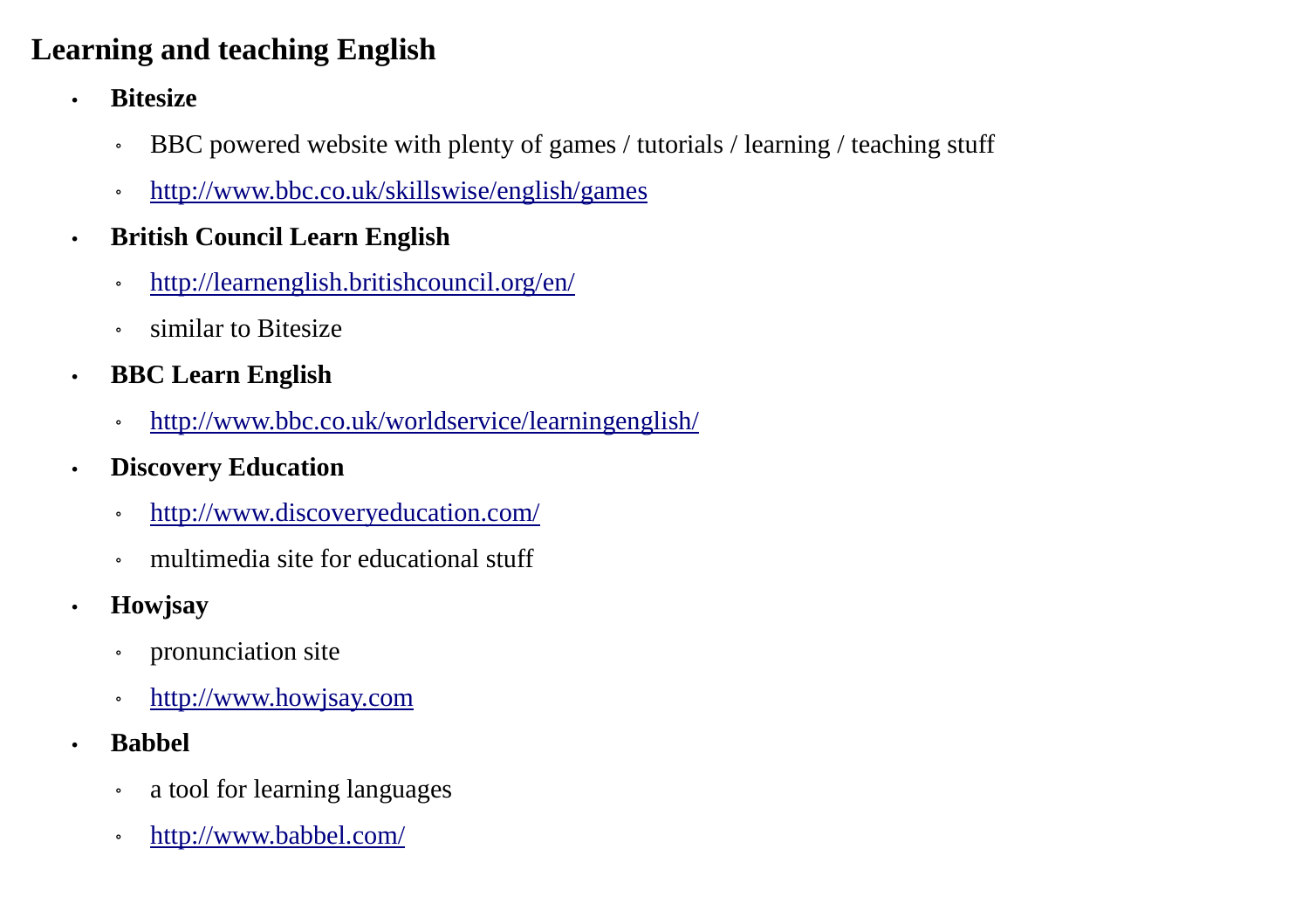## Learning and teaching English

- **Bitesize**
    - BBC powered website with plenty of games / tutorials / learning / teaching stuff
    - http://www.bbc.co.uk/skillswise/english/games
- **British Council Learn English**
    - http://learnenglish.britishcouncil.org/en/
    - similar to Bitesize
- **BBC Learn English**
    - http://www.bbc.co.uk/worldservice/learningenglish/
- **Discovery Education**
    - http://www.discoveryeducation.com/
    - multimedia site for educational stuff
- **Howjsay**
    - pronunciation site
    - http://www.howjsay.com
- **Babbel**
    - a tool for learning languages
    - http://www.babbel.com/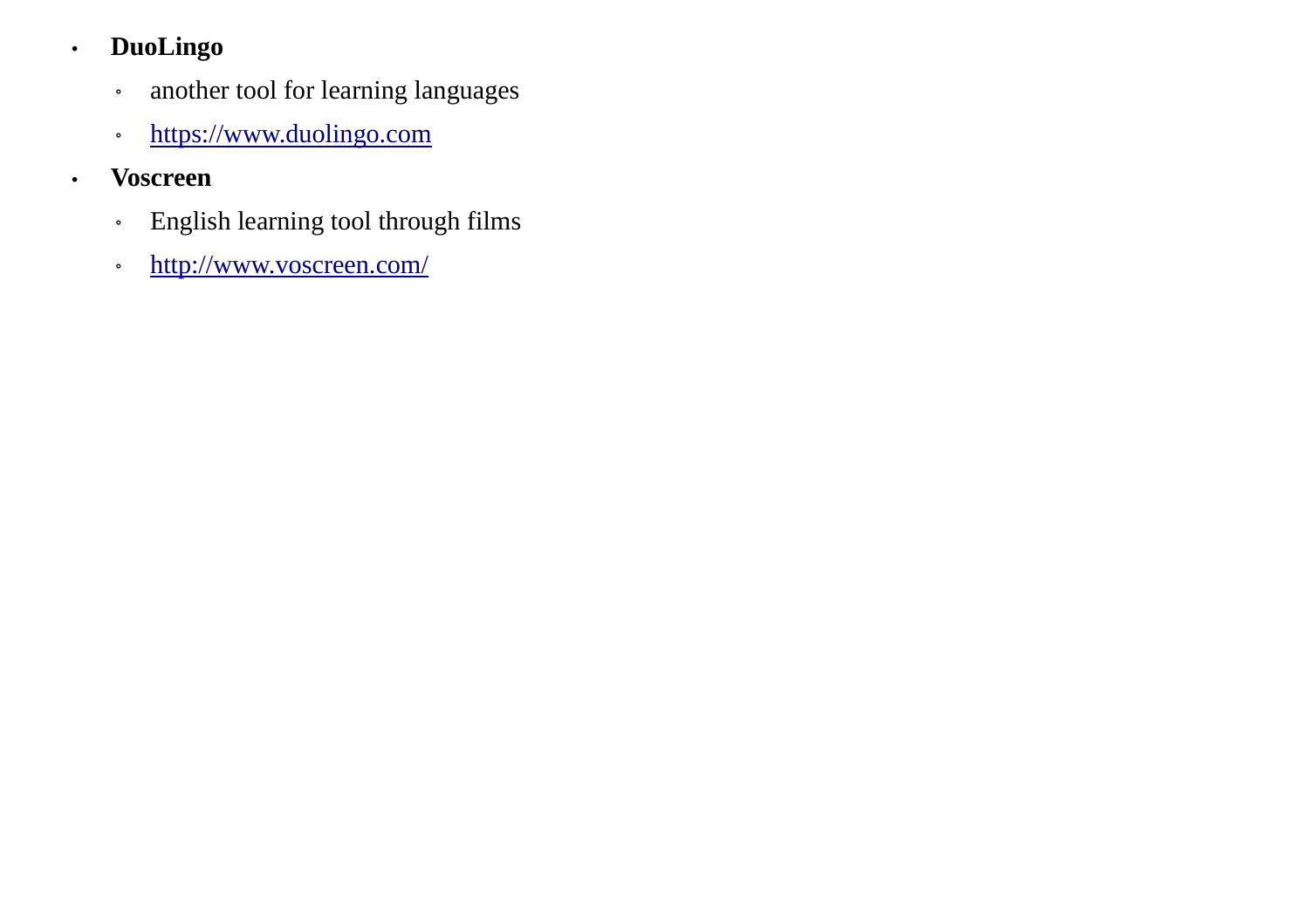- **DuoLingo**
  - another tool for learning languages
  - [https://www.duolingo.com](https://www.duolingo.com)
- **Voscreen**
  - English learning tool through films
  - [http://www.voscreen.com/](http://www.voscreen.com/)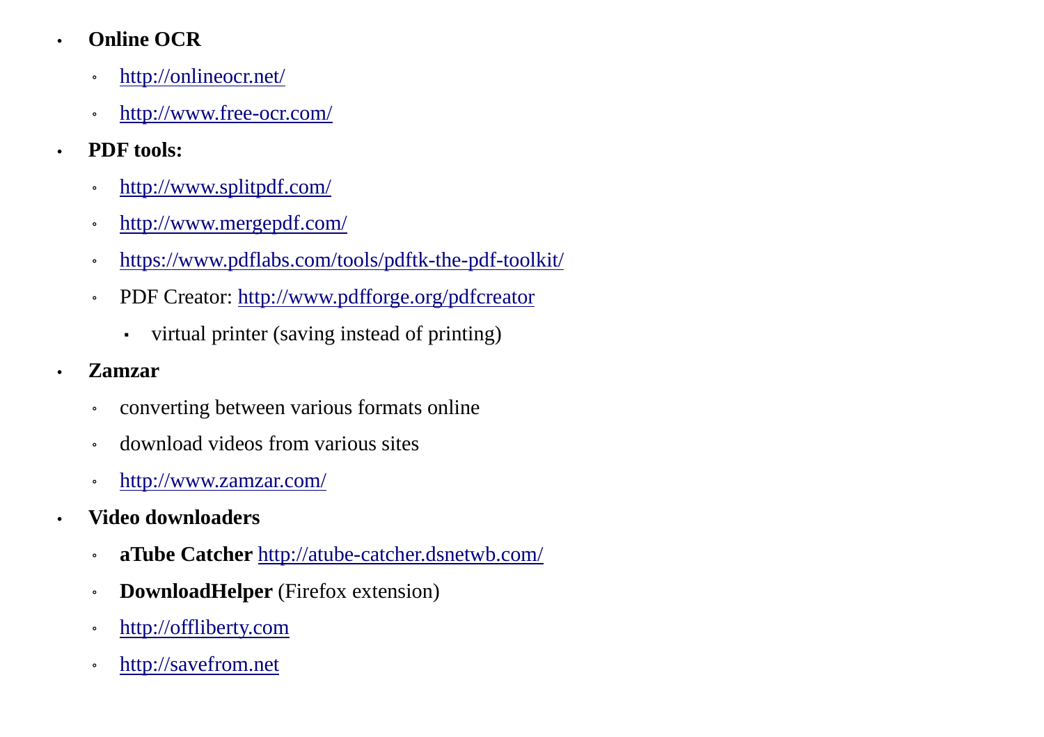- **Online OCR**
  - http://onlineocr.net/
  - http://www.free-ocr.com/
- **PDF tools:**
  - http://www.splitpdf.com/
  - http://www.mergepdf.com/
  - https://www.pdflabs.com/tools/pdftk-the-pdf-toolkit/
  - PDF Creator: http://www.pdfforge.org/pdfcreator
    - virtual printer (saving instead of printing)
- **Zamzar**
  - converting between various formats online
  - download videos from various sites
  - http://www.zamzar.com/
- **Video downloaders**
  - **aTube Catcher** http://atube-catcher.dsnetwb.com/
  - **DownloadHelper** (Firefox extension)
  - http://offliberty.com
  - http://savefrom.net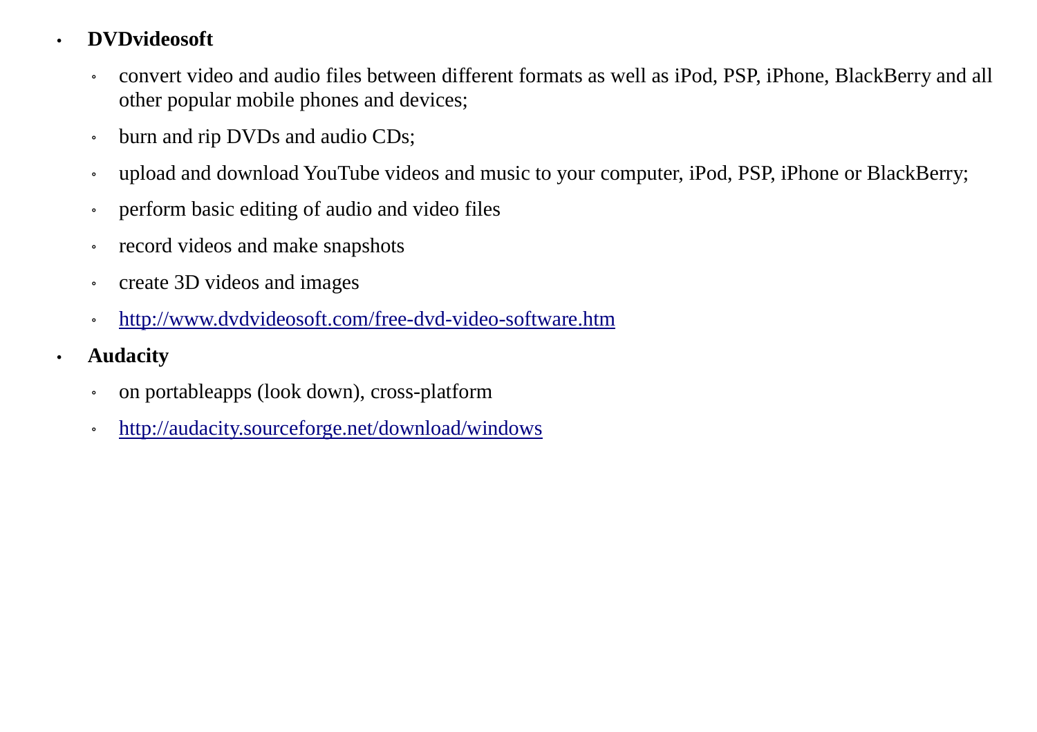- **DVDvideosoft**
  - convert video and audio files between different formats as well as iPod, PSP, iPhone, BlackBerry and all other popular mobile phones and devices;
  - burn and rip DVDs and audio CDs;
  - upload and download YouTube videos and music to your computer, iPod, PSP, iPhone or BlackBerry;
  - perform basic editing of audio and video files
  - record videos and make snapshots
  - create 3D videos and images
  - http://www.dvdvideosoft.com/free-dvd-video-software.htm
- **Audacity**
  - on portableapps (look down), cross-platform
  - http://audacity.sourceforge.net/download/windows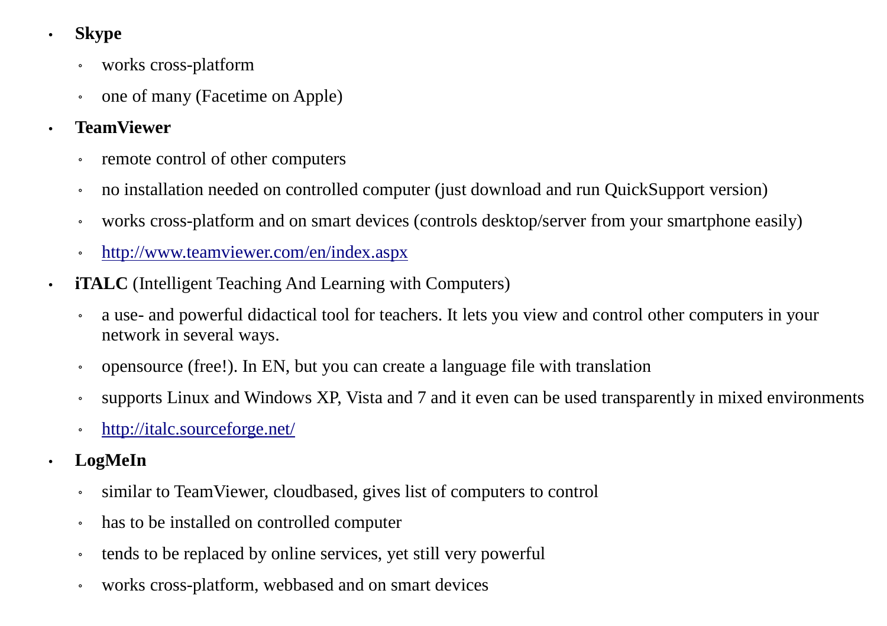- **Skype**
  - works cross-platform
  - one of many (Facetime on Apple)
- **TeamViewer**
  - remote control of other computers
  - no installation needed on controlled computer (just download and run QuickSupport version)
  - works cross-platform and on smart devices (controls desktop/server from your smartphone easily)
  - http://www.teamviewer.com/en/index.aspx
- **iTALC** (Intelligent Teaching And Learning with Computers)
  - a use- and powerful didactical tool for teachers. It lets you view and control other computers in your network in several ways.
  - opensource (free!). In EN, but you can create a language file with translation
  - supports Linux and Windows XP, Vista and 7 and it even can be used transparently in mixed environments
  - http://italc.sourceforge.net/
- **LogMeIn**
  - similar to TeamViewer, cloudbased, gives list of computers to control
  - has to be installed on controlled computer
  - tends to be replaced by online services, yet still very powerful
  - works cross-platform, webbased and on smart devices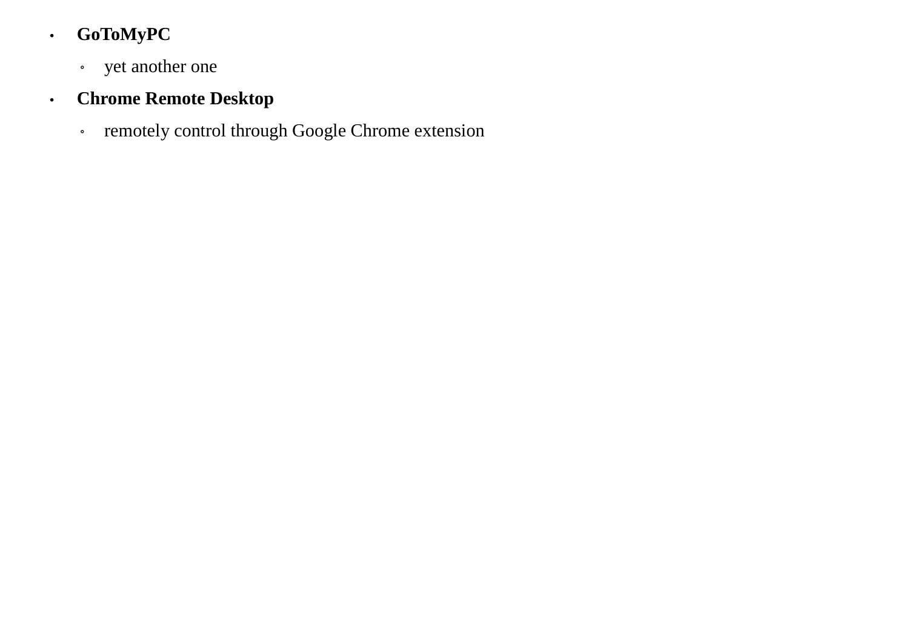- **GoToMyPC**
  - yet another one
- **Chrome Remote Desktop**
  - remotely control through Google Chrome extension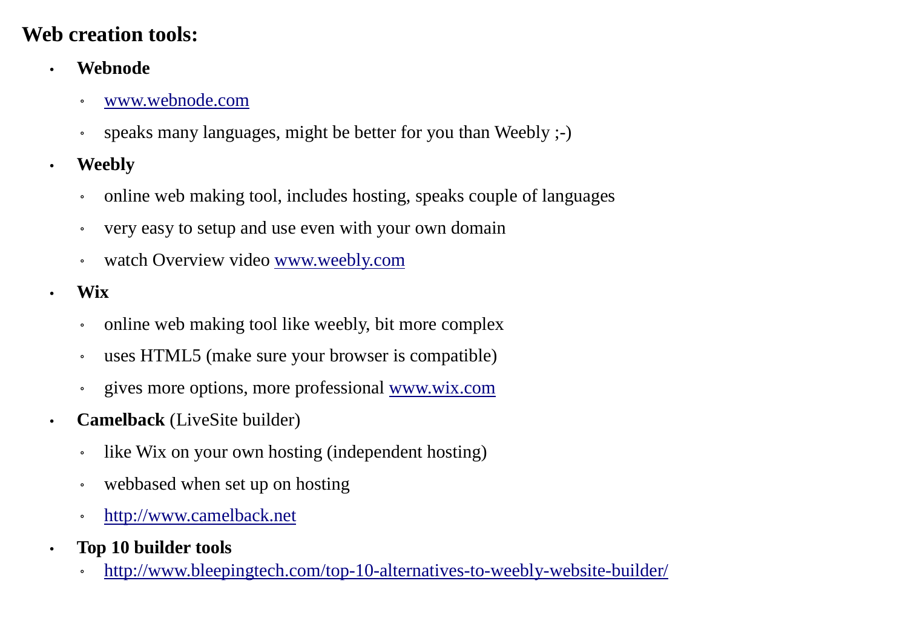## Web creation tools:

- **Webnode**
    - www.webnode.com
    - speaks many languages, might be better for you than Weebly ;-)
- **Weebly**
    - online web making tool, includes hosting, speaks couple of languages
    - very easy to setup and use even with your own domain
    - watch Overview video www.weebly.com
- **Wix**
    - online web making tool like weebly, bit more complex
    - uses HTML5 (make sure your browser is compatible)
    - gives more options, more professional www.wix.com
- **Camelback** (LiveSite builder)
    - like Wix on your own hosting (independent hosting)
    - webbased when set up on hosting
    - http://www.camelback.net
- **Top 10 builder tools**
    - http://www.bleepingtech.com/top-10-alternatives-to-weebly-website-builder/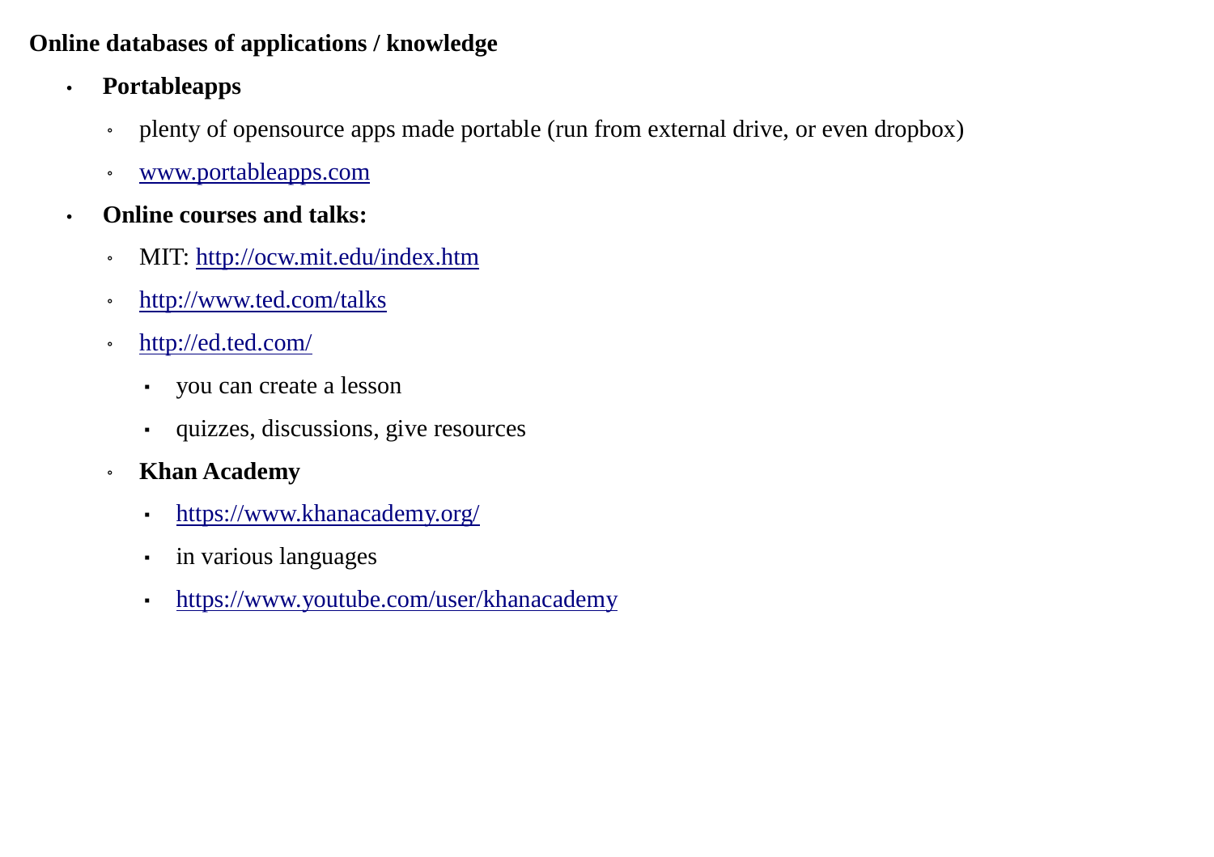**Online databases of applications / knowledge**

- **Portableapps**
  - plenty of opensource apps made portable (run from external drive, or even dropbox)
  - [www.portableapps.com](http://www.portableapps.com)
- **Online courses and talks:**
  - MIT: [http://ocw.mit.edu/index.htm](http://ocw.mit.edu/index.htm)
  - [http://www.ted.com/talks](http://www.ted.com/talks)
  - [http://ed.ted.com/](http://ed.ted.com/)
    - you can create a lesson
    - quizzes, discussions, give resources
  - **Khan Academy**
    - [https://www.khanacademy.org/](https://www.khanacademy.org/)
    - in various languages
    - [https://www.youtube.com/user/khanacademy](https://www.youtube.com/user/khanacademy)